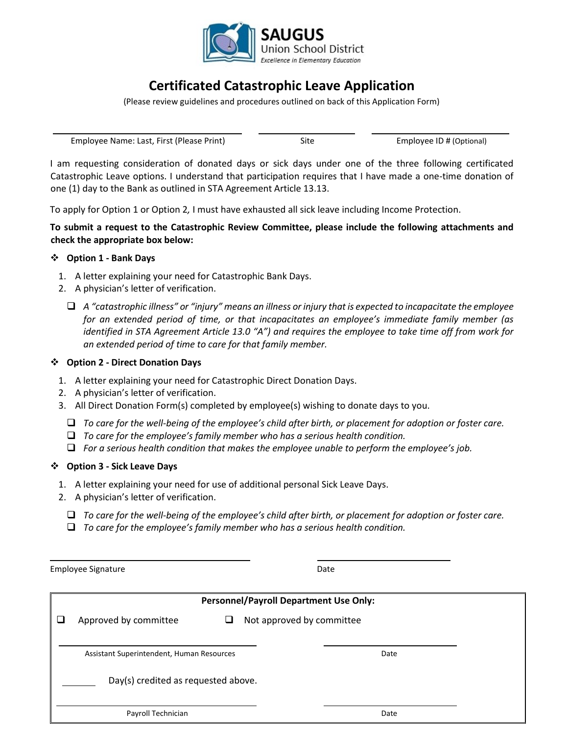**SAUGUS**
Union School District
*Excellence in Elementary Education*

# Certificated Catastrophic Leave Application

(Please review guidelines and procedures outlined on back of this Application Form)

| Employee Name: Last, First (Please Print) | Site | Employee ID # (Optional) |
|---|---|---|
| | | |

I am requesting consideration of donated days or sick days under one of the three following certificated Catastrophic Leave options. I understand that participation requires that I have made a one-time donation of one (1) day to the Bank as outlined in STA Agreement Article 13.13.

To apply for Option 1 or Option 2*,* I must have exhausted all sick leave including Income Protection.

**To submit a request to the Catastrophic Review Committee, please include the following attachments and check the appropriate box below:**

### ❖ Option 1 - Bank Days

1. A letter explaining your need for Catastrophic Bank Days.
2. A physician's letter of verification.

- ☐ *A "catastrophic illness" or "injury" means an illness or injury that is expected to incapacitate the employee for an extended period of time, or that incapacitates an employee's immediate family member (as identified in STA Agreement Article 13.0 "A") and requires the employee to take time off from work for an extended period of time to care for that family member.*

### ❖ Option 2 - Direct Donation Days

1. A letter explaining your need for Catastrophic Direct Donation Days.
2. A physician's letter of verification.
3. All Direct Donation Form(s) completed by employee(s) wishing to donate days to you.

- ☐ *To care for the well-being of the employee's child after birth, or placement for adoption or foster care.*
- ☐ *To care for the employee's family member who has a serious health condition.*
- ☐ *For a serious health condition that makes the employee unable to perform the employee's job.*

### ❖ Option 3 - Sick Leave Days

1. A letter explaining your need for use of additional personal Sick Leave Days.
2. A physician's letter of verification.

- ☐ *To care for the well-being of the employee's child after birth, or placement for adoption or foster care.*
- ☐ *To care for the employee's family member who has a serious health condition.*

| Employee Signature | Date |
|---|---|
| | |

**Personnel/Payroll Department Use Only:**

☐ Approved by committee ☐ Not approved by committee

| Assistant Superintendent, Human Resources | Date |
|---|---|
| | |

_______ Day(s) credited as requested above.

| Payroll Technician | Date |
|---|---|
| | |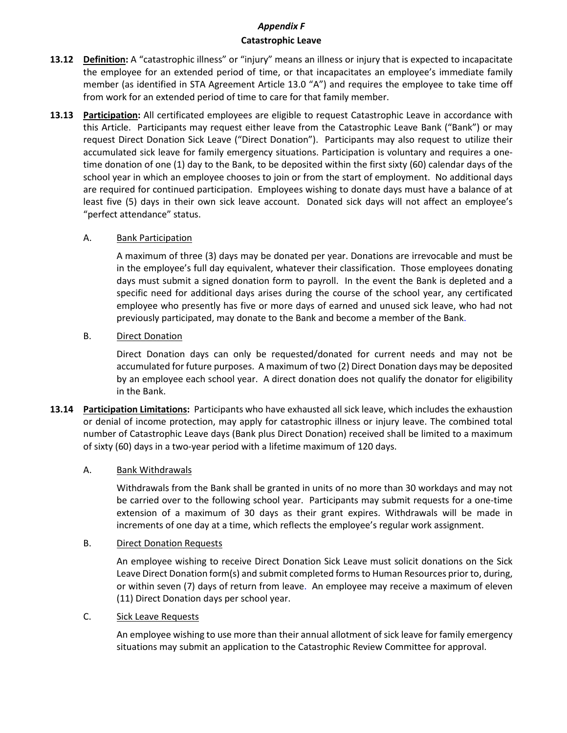## *Appendix F*

## Catastrophic Leave

**13.12** **Definition:** A "catastrophic illness" or "injury" means an illness or injury that is expected to incapacitate the employee for an extended period of time, or that incapacitates an employee's immediate family member (as identified in STA Agreement Article 13.0 "A") and requires the employee to take time off from work for an extended period of time to care for that family member.

**13.13** **Participation:** All certificated employees are eligible to request Catastrophic Leave in accordance with this Article. Participants may request either leave from the Catastrophic Leave Bank ("Bank") or may request Direct Donation Sick Leave ("Direct Donation"). Participants may also request to utilize their accumulated sick leave for family emergency situations. Participation is voluntary and requires a one-time donation of one (1) day to the Bank, to be deposited within the first sixty (60) calendar days of the school year in which an employee chooses to join or from the start of employment. No additional days are required for continued participation. Employees wishing to donate days must have a balance of at least five (5) days in their own sick leave account. Donated sick days will not affect an employee's "perfect attendance" status.

A. Bank Participation

A maximum of three (3) days may be donated per year. Donations are irrevocable and must be in the employee's full day equivalent, whatever their classification. Those employees donating days must submit a signed donation form to payroll. In the event the Bank is depleted and a specific need for additional days arises during the course of the school year, any certificated employee who presently has five or more days of earned and unused sick leave, who had not previously participated, may donate to the Bank and become a member of the Bank.

B. Direct Donation

Direct Donation days can only be requested/donated for current needs and may not be accumulated for future purposes. A maximum of two (2) Direct Donation days may be deposited by an employee each school year. A direct donation does not qualify the donator for eligibility in the Bank.

**13.14** **Participation Limitations:** Participants who have exhausted all sick leave, which includes the exhaustion or denial of income protection, may apply for catastrophic illness or injury leave. The combined total number of Catastrophic Leave days (Bank plus Direct Donation) received shall be limited to a maximum of sixty (60) days in a two-year period with a lifetime maximum of 120 days.

A. Bank Withdrawals

Withdrawals from the Bank shall be granted in units of no more than 30 workdays and may not be carried over to the following school year. Participants may submit requests for a one-time extension of a maximum of 30 days as their grant expires. Withdrawals will be made in increments of one day at a time, which reflects the employee's regular work assignment.

B. Direct Donation Requests

An employee wishing to receive Direct Donation Sick Leave must solicit donations on the Sick Leave Direct Donation form(s) and submit completed forms to Human Resources prior to, during, or within seven (7) days of return from leave. An employee may receive a maximum of eleven (11) Direct Donation days per school year.

C. Sick Leave Requests

An employee wishing to use more than their annual allotment of sick leave for family emergency situations may submit an application to the Catastrophic Review Committee for approval.